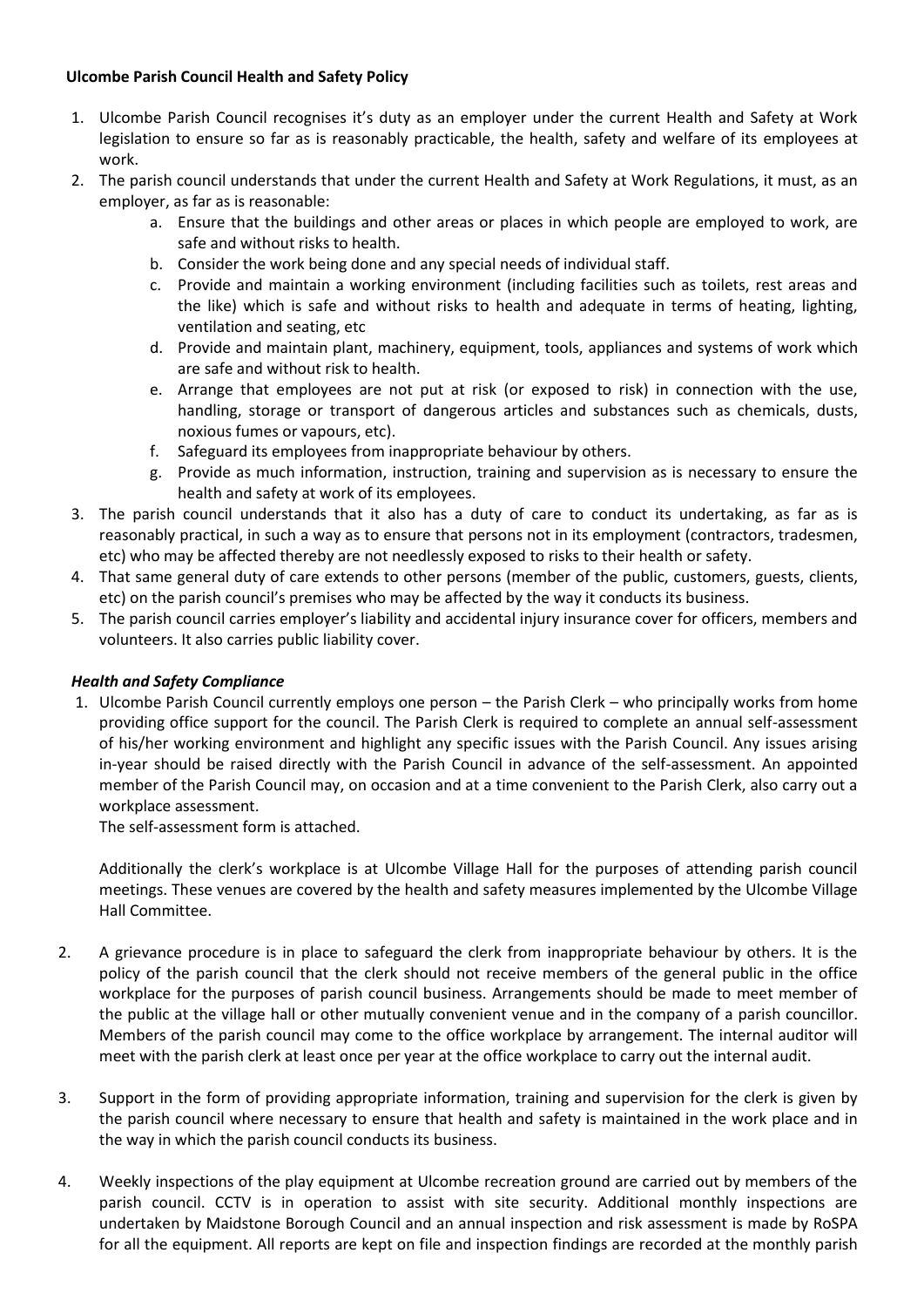**Ulcombe Parish Council Health and Safety Policy**

1. Ulcombe Parish Council recognises it's duty as an employer under the current Health and Safety at Work legislation to ensure so far as is reasonably practicable, the health, safety and welfare of its employees at work.
2. The parish council understands that under the current Health and Safety at Work Regulations, it must, as an employer, as far as is reasonable:
   a. Ensure that the buildings and other areas or places in which people are employed to work, are safe and without risks to health.
   b. Consider the work being done and any special needs of individual staff.
   c. Provide and maintain a working environment (including facilities such as toilets, rest areas and the like) which is safe and without risks to health and adequate in terms of heating, lighting, ventilation and seating, etc
   d. Provide and maintain plant, machinery, equipment, tools, appliances and systems of work which are safe and without risk to health.
   e. Arrange that employees are not put at risk (or exposed to risk) in connection with the use, handling, storage or transport of dangerous articles and substances such as chemicals, dusts, noxious fumes or vapours, etc).
   f. Safeguard its employees from inappropriate behaviour by others.
   g. Provide as much information, instruction, training and supervision as is necessary to ensure the health and safety at work of its employees.
3. The parish council understands that it also has a duty of care to conduct its undertaking, as far as is reasonably practical, in such a way as to ensure that persons not in its employment (contractors, tradesmen, etc) who may be affected thereby are not needlessly exposed to risks to their health or safety.
4. That same general duty of care extends to other persons (member of the public, customers, guests, clients, etc) on the parish council's premises who may be affected by the way it conducts its business.
5. The parish council carries employer's liability and accidental injury insurance cover for officers, members and volunteers. It also carries public liability cover.

***Health and Safety Compliance***

1. Ulcombe Parish Council currently employs one person – the Parish Clerk – who principally works from home providing office support for the council. The Parish Clerk is required to complete an annual self-assessment of his/her working environment and highlight any specific issues with the Parish Council. Any issues arising in-year should be raised directly with the Parish Council in advance of the self-assessment. An appointed member of the Parish Council may, on occasion and at a time convenient to the Parish Clerk, also carry out a workplace assessment.
   The self-assessment form is attached.

   Additionally the clerk's workplace is at Ulcombe Village Hall for the purposes of attending parish council meetings. These venues are covered by the health and safety measures implemented by the Ulcombe Village Hall Committee.

2. A grievance procedure is in place to safeguard the clerk from inappropriate behaviour by others. It is the policy of the parish council that the clerk should not receive members of the general public in the office workplace for the purposes of parish council business. Arrangements should be made to meet member of the public at the village hall or other mutually convenient venue and in the company of a parish councillor. Members of the parish council may come to the office workplace by arrangement. The internal auditor will meet with the parish clerk at least once per year at the office workplace to carry out the internal audit.

3. Support in the form of providing appropriate information, training and supervision for the clerk is given by the parish council where necessary to ensure that health and safety is maintained in the work place and in the way in which the parish council conducts its business.

4. Weekly inspections of the play equipment at Ulcombe recreation ground are carried out by members of the parish council. CCTV is in operation to assist with site security. Additional monthly inspections are undertaken by Maidstone Borough Council and an annual inspection and risk assessment is made by RoSPA for all the equipment. All reports are kept on file and inspection findings are recorded at the monthly parish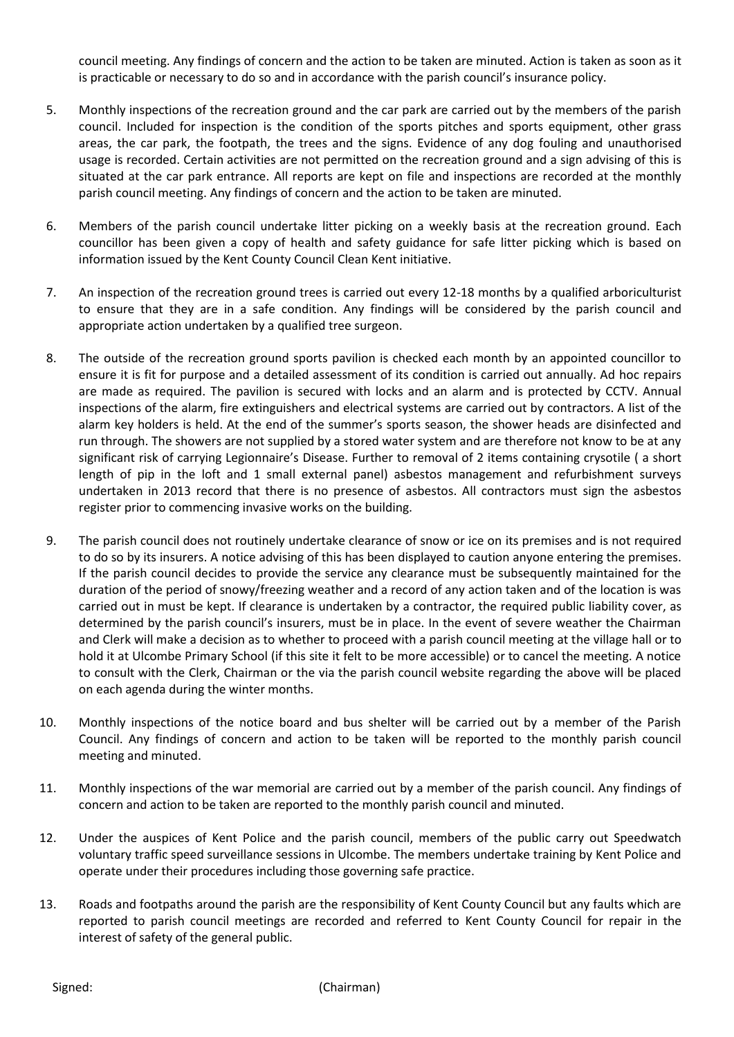council meeting. Any findings of concern and the action to be taken are minuted. Action is taken as soon as it is practicable or necessary to do so and in accordance with the parish council's insurance policy.

5. Monthly inspections of the recreation ground and the car park are carried out by the members of the parish council. Included for inspection is the condition of the sports pitches and sports equipment, other grass areas, the car park, the footpath, the trees and the signs. Evidence of any dog fouling and unauthorised usage is recorded. Certain activities are not permitted on the recreation ground and a sign advising of this is situated at the car park entrance. All reports are kept on file and inspections are recorded at the monthly parish council meeting. Any findings of concern and the action to be taken are minuted.

6. Members of the parish council undertake litter picking on a weekly basis at the recreation ground. Each councillor has been given a copy of health and safety guidance for safe litter picking which is based on information issued by the Kent County Council Clean Kent initiative.

7. An inspection of the recreation ground trees is carried out every 12-18 months by a qualified arboriculturist to ensure that they are in a safe condition. Any findings will be considered by the parish council and appropriate action undertaken by a qualified tree surgeon.

8. The outside of the recreation ground sports pavilion is checked each month by an appointed councillor to ensure it is fit for purpose and a detailed assessment of its condition is carried out annually. Ad hoc repairs are made as required. The pavilion is secured with locks and an alarm and is protected by CCTV. Annual inspections of the alarm, fire extinguishers and electrical systems are carried out by contractors. A list of the alarm key holders is held. At the end of the summer's sports season, the shower heads are disinfected and run through. The showers are not supplied by a stored water system and are therefore not know to be at any significant risk of carrying Legionnaire's Disease. Further to removal of 2 items containing crysotile ( a short length of pip in the loft and 1 small external panel) asbestos management and refurbishment surveys undertaken in 2013 record that there is no presence of asbestos. All contractors must sign the asbestos register prior to commencing invasive works on the building.

9. The parish council does not routinely undertake clearance of snow or ice on its premises and is not required to do so by its insurers. A notice advising of this has been displayed to caution anyone entering the premises. If the parish council decides to provide the service any clearance must be subsequently maintained for the duration of the period of snowy/freezing weather and a record of any action taken and of the location is was carried out in must be kept. If clearance is undertaken by a contractor, the required public liability cover, as determined by the parish council's insurers, must be in place. In the event of severe weather the Chairman and Clerk will make a decision as to whether to proceed with a parish council meeting at the village hall or to hold it at Ulcombe Primary School (if this site it felt to be more accessible) or to cancel the meeting. A notice to consult with the Clerk, Chairman or the via the parish council website regarding the above will be placed on each agenda during the winter months.

10. Monthly inspections of the notice board and bus shelter will be carried out by a member of the Parish Council. Any findings of concern and action to be taken will be reported to the monthly parish council meeting and minuted.

11. Monthly inspections of the war memorial are carried out by a member of the parish council. Any findings of concern and action to be taken are reported to the monthly parish council and minuted.

12. Under the auspices of Kent Police and the parish council, members of the public carry out Speedwatch voluntary traffic speed surveillance sessions in Ulcombe. The members undertake training by Kent Police and operate under their procedures including those governing safe practice.

13. Roads and footpaths around the parish are the responsibility of Kent County Council but any faults which are reported to parish council meetings are recorded and referred to Kent County Council for repair in the interest of safety of the general public.

Signed: (Chairman)